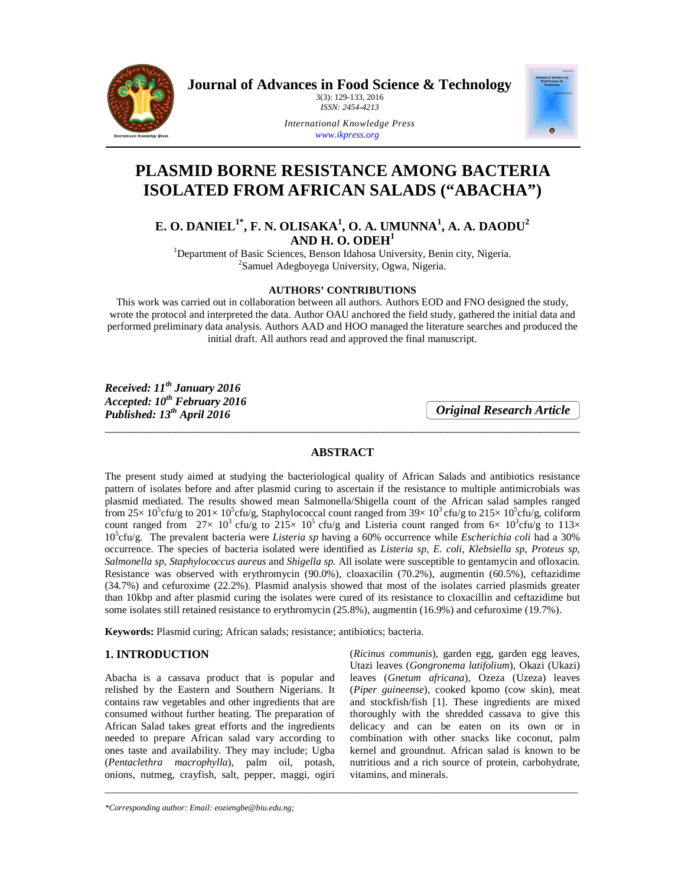# PLASMID BORNE RESISTANCE AMONG BACTERIA ISOLATED FROM AFRICAN SALADS ("ABACHA")

**E. O. DANIEL[1*], F. N. OLISAKA[1], O. A. UMUNNA[1], A. A. DAODU[2] AND H. O. ODEH[1]**

[1]Department of Basic Sciences, Benson Idahosa University, Benin city, Nigeria.
[2]Samuel Adegboyega University, Ogwa, Nigeria.

**AUTHORS' CONTRIBUTIONS**

This work was carried out in collaboration between all authors. Authors EOD and FNO designed the study, wrote the protocol and interpreted the data. Author OAU anchored the field study, gathered the initial data and performed preliminary data analysis. Authors AAD and HOO managed the literature searches and produced the initial draft. All authors read and approved the final manuscript.

***Received: 11th January 2016***
***Accepted: 10th February 2016***
***Published: 13th April 2016***

***Original Research Article***

## ABSTRACT

The present study aimed at studying the bacteriological quality of African Salads and antibiotics resistance pattern of isolates before and after plasmid curing to ascertain if the resistance to multiple antimicrobials was plasmid mediated. The results showed mean Salmonella/Shigella count of the African salad samples ranged from $25\times 10^5$cfu/g to $201\times 10^5$cfu/g, Staphylococcal count ranged from $39\times 10^3$ cfu/g to $215\times 10^5$cfu/g, coliform count ranged from $27\times 10^3$ cfu/g to $215\times 10^5$ cfu/g and Listeria count ranged from $6\times 10^3$cfu/g to $113\times 10^5$cfu/g. The prevalent bacteria were *Listeria sp* having a 60% occurrence while *Escherichia coli* had a 30% occurrence. The species of bacteria isolated were identified as *Listeria sp, E. coli, Klebsiella sp, Proteus sp, Salmonella sp, Staphylococcus aureus* and *Shigella sp.* All isolate were susceptible to gentamycin and ofloxacin. Resistance was observed with erythromycin (90.0%), cloaxacilin (70.2%), augmentin (60.5%), ceftazidime (34.7%) and cefuroxime (22.2%). Plasmid analysis showed that most of the isolates carried plasmids greater than 10kbp and after plasmid curing the isolates were cured of its resistance to cloxacillin and ceftazidime but some isolates still retained resistance to erythromycin (25.8%), augmentin (16.9%) and cefuroxime (19.7%).

**Keywords:** Plasmid curing; African salads; resistance; antibiotics; bacteria.

## 1. INTRODUCTION

Abacha is a cassava product that is popular and relished by the Eastern and Southern Nigerians. It contains raw vegetables and other ingredients that are consumed without further heating. The preparation of African Salad takes great efforts and the ingredients needed to prepare African salad vary according to ones taste and availability. They may include; Ugba (*Pentaclethra macrophylla*), palm oil, potash, onions, nutmeg, crayfish, salt, pepper, maggi, ogiri (*Ricinus communis*), garden egg, garden egg leaves, Utazi leaves (*Gongronema latifolium*), Okazi (Ukazi) leaves (*Gnetum africana*), Ozeza (Uzeza) leaves (*Piper guineense*), cooked kpomo (cow skin), meat and stockfish/fish [1]. These ingredients are mixed thoroughly with the shredded cassava to give this delicacy and can be eaten on its own or in combination with other snacks like coconut, palm kernel and groundnut. African salad is known to be nutritious and a rich source of protein, carbohydrate, vitamins, and minerals.

*Corresponding author: Email: eoziengbe@biu.edu.ng;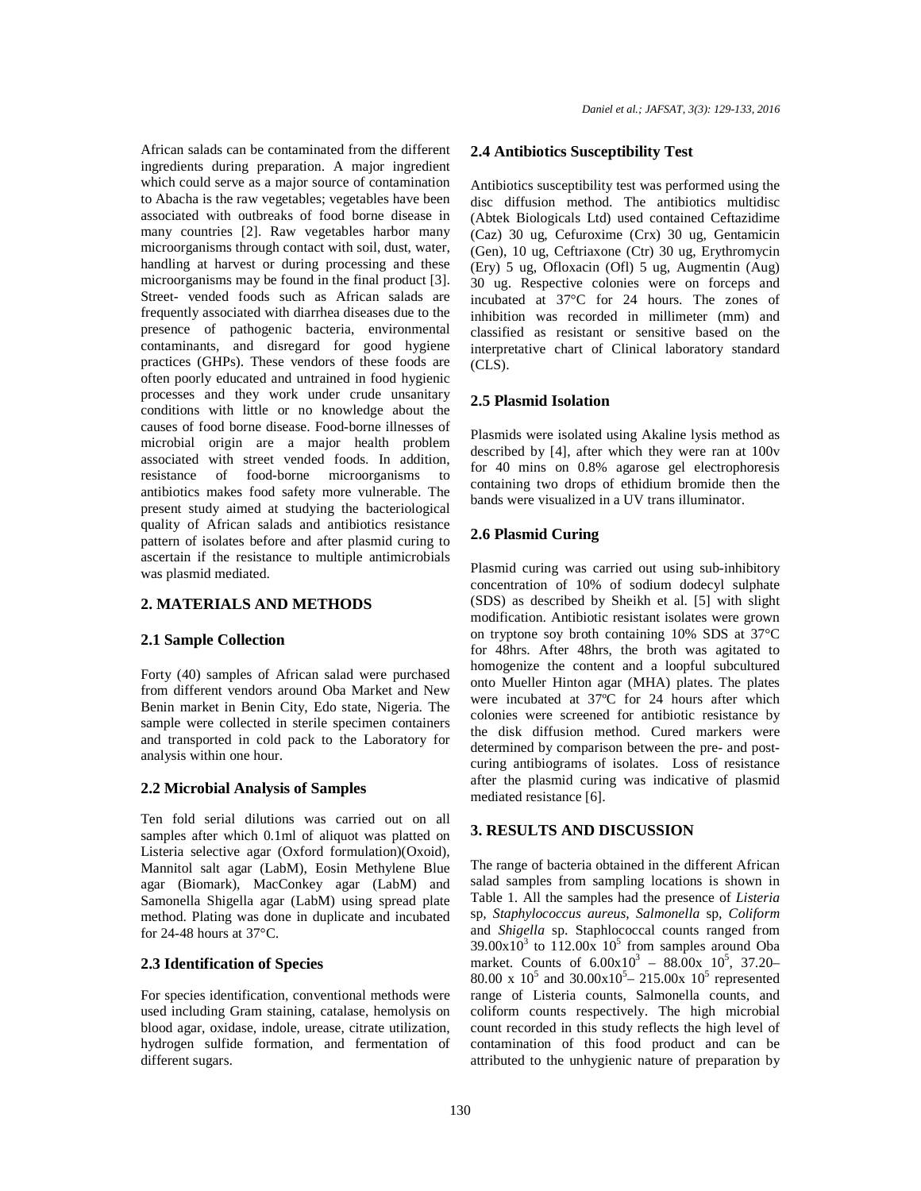African salads can be contaminated from the different ingredients during preparation. A major ingredient which could serve as a major source of contamination to Abacha is the raw vegetables; vegetables have been associated with outbreaks of food borne disease in many countries [2]. Raw vegetables harbor many microorganisms through contact with soil, dust, water, handling at harvest or during processing and these microorganisms may be found in the final product [3]. Street- vended foods such as African salads are frequently associated with diarrhea diseases due to the presence of pathogenic bacteria, environmental contaminants, and disregard for good hygiene practices (GHPs). These vendors of these foods are often poorly educated and untrained in food hygienic processes and they work under crude unsanitary conditions with little or no knowledge about the causes of food borne disease. Food-borne illnesses of microbial origin are a major health problem associated with street vended foods. In addition, resistance of food-borne microorganisms to antibiotics makes food safety more vulnerable. The present study aimed at studying the bacteriological quality of African salads and antibiotics resistance pattern of isolates before and after plasmid curing to ascertain if the resistance to multiple antimicrobials was plasmid mediated.

## 2. MATERIALS AND METHODS

### 2.1 Sample Collection

Forty (40) samples of African salad were purchased from different vendors around Oba Market and New Benin market in Benin City, Edo state, Nigeria. The sample were collected in sterile specimen containers and transported in cold pack to the Laboratory for analysis within one hour.

### 2.2 Microbial Analysis of Samples

Ten fold serial dilutions was carried out on all samples after which 0.1ml of aliquot was platted on Listeria selective agar (Oxford formulation)(Oxoid), Mannitol salt agar (LabM), Eosin Methylene Blue agar (Biomark), MacConkey agar (LabM) and Samonella Shigella agar (LabM) using spread plate method. Plating was done in duplicate and incubated for 24-48 hours at 37°C.

### 2.3 Identification of Species

For species identification, conventional methods were used including Gram staining, catalase, hemolysis on blood agar, oxidase, indole, urease, citrate utilization, hydrogen sulfide formation, and fermentation of different sugars.

### 2.4 Antibiotics Susceptibility Test

Antibiotics susceptibility test was performed using the disc diffusion method. The antibiotics multidisc (Abtek Biologicals Ltd) used contained Ceftazidime (Caz) 30 ug, Cefuroxime (Crx) 30 ug, Gentamicin (Gen), 10 ug, Ceftriaxone (Ctr) 30 ug, Erythromycin (Ery) 5 ug, Ofloxacin (Ofl) 5 ug, Augmentin (Aug) 30 ug. Respective colonies were on forceps and incubated at 37°C for 24 hours. The zones of inhibition was recorded in millimeter (mm) and classified as resistant or sensitive based on the interpretative chart of Clinical laboratory standard (CLS).

### 2.5 Plasmid Isolation

Plasmids were isolated using Akaline lysis method as described by [4], after which they were ran at 100v for 40 mins on 0.8% agarose gel electrophoresis containing two drops of ethidium bromide then the bands were visualized in a UV trans illuminator.

### 2.6 Plasmid Curing

Plasmid curing was carried out using sub-inhibitory concentration of 10% of sodium dodecyl sulphate (SDS) as described by Sheikh et al. [5] with slight modification. Antibiotic resistant isolates were grown on tryptone soy broth containing 10% SDS at 37°C for 48hrs. After 48hrs, the broth was agitated to homogenize the content and a loopful subcultured onto Mueller Hinton agar (MHA) plates. The plates were incubated at 37ºC for 24 hours after which colonies were screened for antibiotic resistance by the disk diffusion method. Cured markers were determined by comparison between the pre- and post-curing antibiograms of isolates. Loss of resistance after the plasmid curing was indicative of plasmid mediated resistance [6].

## 3. RESULTS AND DISCUSSION

The range of bacteria obtained in the different African salad samples from sampling locations is shown in Table 1. All the samples had the presence of *Listeria* sp, *Staphylococcus aureus, Salmonella* sp, *Coliform* and *Shigella* sp. Staphlococcal counts ranged from $39.00x10^3$ to $112.00x\ 10^5$ from samples around Oba market. Counts of $6.00x10^3$ – $88.00x\ 10^5$, 37.20–80.00 x $10^5$ and $30.00x10^5$– $215.00x\ 10^5$ represented range of Listeria counts, Salmonella counts, and coliform counts respectively. The high microbial count recorded in this study reflects the high level of contamination of this food product and can be attributed to the unhygienic nature of preparation by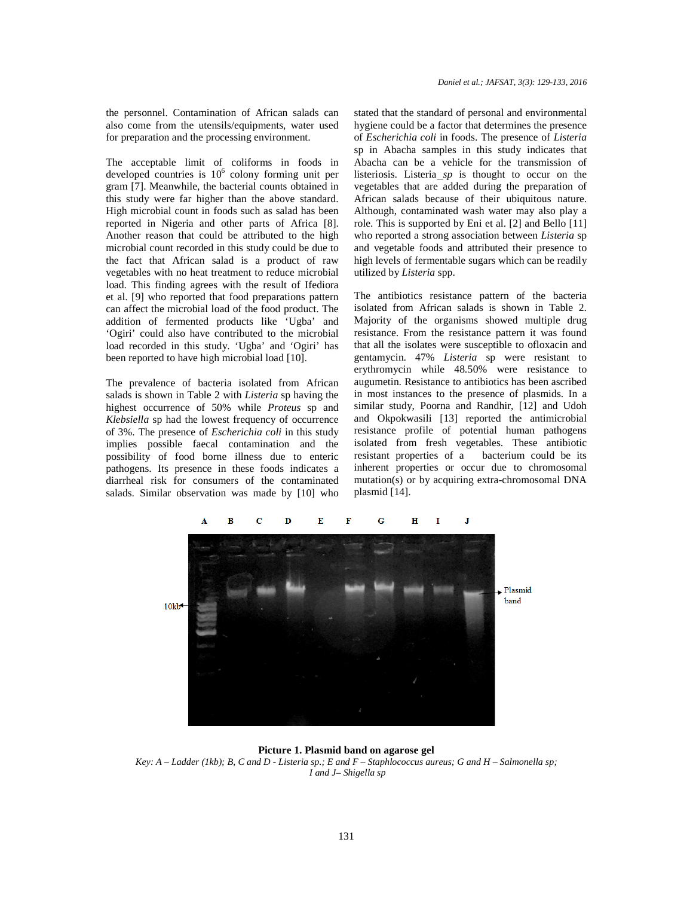the personnel. Contamination of African salads can also come from the utensils/equipments, water used for preparation and the processing environment.

The acceptable limit of coliforms in foods in developed countries is $10^6$ colony forming unit per gram [7]. Meanwhile, the bacterial counts obtained in this study were far higher than the above standard. High microbial count in foods such as salad has been reported in Nigeria and other parts of Africa [8]. Another reason that could be attributed to the high microbial count recorded in this study could be due to the fact that African salad is a product of raw vegetables with no heat treatment to reduce microbial load. This finding agrees with the result of Ifediora et al. [9] who reported that food preparations pattern can affect the microbial load of the food product. The addition of fermented products like 'Ugba' and 'Ogiri' could also have contributed to the microbial load recorded in this study. 'Ugba' and 'Ogiri' has been reported to have high microbial load [10].

The prevalence of bacteria isolated from African salads is shown in Table 2 with *Listeria* sp having the highest occurrence of 50% while *Proteus* sp and *Klebsiella* sp had the lowest frequency of occurrence of 3%. The presence of *Escherichia coli* in this study implies possible faecal contamination and the possibility of food borne illness due to enteric pathogens. Its presence in these foods indicates a diarrheal risk for consumers of the contaminated salads. Similar observation was made by [10] who stated that the standard of personal and environmental hygiene could be a factor that determines the presence of *Escherichia coli* in foods. The presence of *Listeria* sp in Abacha samples in this study indicates that Abacha can be a vehicle for the transmission of listeriosis. Listeria_*sp* is thought to occur on the vegetables that are added during the preparation of African salads because of their ubiquitous nature. Although, contaminated wash water may also play a role. This is supported by Eni et al. [2] and Bello [11] who reported a strong association between *Listeria* sp and vegetable foods and attributed their presence to high levels of fermentable sugars which can be readily utilized by *Listeria* spp.

The antibiotics resistance pattern of the bacteria isolated from African salads is shown in Table 2. Majority of the organisms showed multiple drug resistance. From the resistance pattern it was found that all the isolates were susceptible to ofloxacin and gentamycin. 47% *Listeria* sp were resistant to erythromycin while 48.50% were resistance to augumetin. Resistance to antibiotics has been ascribed in most instances to the presence of plasmids. In a similar study, Poorna and Randhir, [12] and Udoh and Okpokwasili [13] reported the antimicrobial resistance profile of potential human pathogens isolated from fresh vegetables. These antibiotic resistant properties of a bacterium could be its inherent properties or occur due to chromosomal mutation(s) or by acquiring extra-chromosomal DNA plasmid [14].

**Picture 1. Plasmid band on agarose gel**

*Key: A – Ladder (1kb); B, C and D - Listeria sp.; E and F – Staphlococcus aureus; G and H – Salmonella sp; I and J– Shigella sp*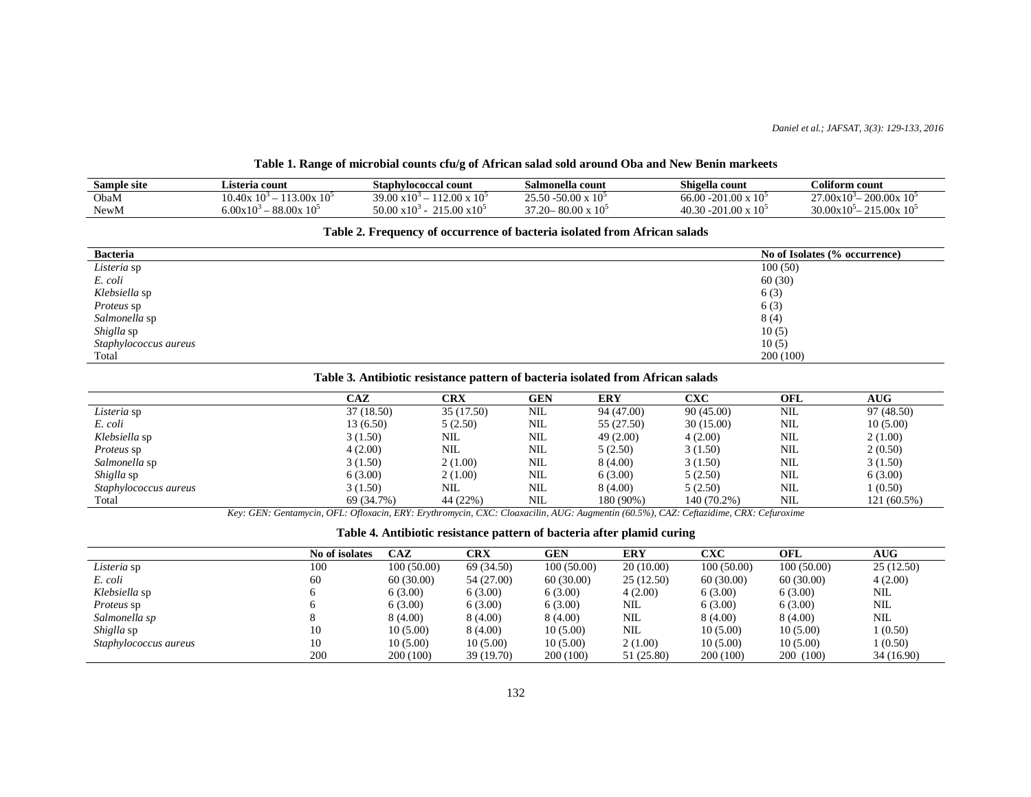**Table 1. Range of microbial counts cfu/g of African salad sold around Oba and New Benin markeets**

| Sample site | Listeria count | Staphylococcal count | Salmonella count | Shigella count | Coliform count |
|---|---|---|---|---|---|
| ObaM | $10.40 \times 10^3 – 113.00 \times 10^5$ | $39.00 \times 10^3 – 112.00 \times 10^5$ | $25.50 - 50.00 \times 10^5$ | $66.00 - 201.00 \times 10^5$ | $27.00 \times 10^3 – 200.00 \times 10^5$ |
| NewM | $6.00 \times 10^3 – 88.00 \times 10^5$ | $50.00 \times 10^3 - 215.00 \times 10^5$ | $37.20 – 80.00 \times 10^5$ | $40.30 - 201.00 \times 10^5$ | $30.00 \times 10^5 – 215.00 \times 10^5$ |

**Table 2. Frequency of occurrence of bacteria isolated from African salads**

| Bacteria | No of Isolates (% occurrence) |
|---|---|
| *Listeria* sp | 100 (50) |
| *E. coli* | 60 (30) |
| *Klebsiella* sp | 6 (3) |
| *Proteus* sp | 6 (3) |
| *Salmonella* sp | 8 (4) |
| *Shiglla* sp | 10 (5) |
| *Staphylococcus aureus* | 10 (5) |
| Total | 200 (100) |

**Table 3. Antibiotic resistance pattern of bacteria isolated from African salads**

| | CAZ | CRX | GEN | ERY | CXC | OFL | AUG |
|---|---|---|---|---|---|---|---|
| *Listeria* sp | 37 (18.50) | 35 (17.50) | NIL | 94 (47.00) | 90 (45.00) | NIL | 97 (48.50) |
| *E. coli* | 13 (6.50) | 5 (2.50) | NIL | 55 (27.50) | 30 (15.00) | NIL | 10 (5.00) |
| *Klebsiella* sp | 3 (1.50) | NIL | NIL | 49 (2.00) | 4 (2.00) | NIL | 2 (1.00) |
| *Proteus* sp | 4 (2.00) | NIL | NIL | 5 (2.50) | 3 (1.50) | NIL | 2 (0.50) |
| *Salmonella* sp | 3 (1.50) | 2 (1.00) | NIL | 8 (4.00) | 3 (1.50) | NIL | 3 (1.50) |
| *Shiglla* sp | 6 (3.00) | 2 (1.00) | NIL | 6 (3.00) | 5 (2.50) | NIL | 6 (3.00) |
| *Staphylococcus aureus* | 3 (1.50) | NIL | NIL | 8 (4.00) | 5 (2.50) | NIL | 1 (0.50) |
| Total | 69 (34.7%) | 44 (22%) | NIL | 180 (90%) | 140 (70.2%) | NIL | 121 (60.5%) |

*Key: GEN: Gentamycin, OFL: Ofloxacin, ERY: Erythromycin, CXC: Cloaxacilin, AUG: Augmentin (60.5%), CAZ: Ceftazidime, CRX: Cefuroxime*

**Table 4. Antibiotic resistance pattern of bacteria after plamid curing**

| | No of isolates | CAZ | CRX | GEN | ERY | CXC | OFL | AUG |
|---|---|---|---|---|---|---|---|---|
| *Listeria* sp | 100 | 100 (50.00) | 69 (34.50) | 100 (50.00) | 20 (10.00) | 100 (50.00) | 100 (50.00) | 25 (12.50) |
| *E. coli* | 60 | 60 (30.00) | 54 (27.00) | 60 (30.00) | 25 (12.50) | 60 (30.00) | 60 (30.00) | 4 (2.00) |
| *Klebsiella* sp | 6 | 6 (3.00) | 6 (3.00) | 6 (3.00) | 4 (2.00) | 6 (3.00) | 6 (3.00) | NIL |
| *Proteus* sp | 6 | 6 (3.00) | 6 (3.00) | 6 (3.00) | NIL | 6 (3.00) | 6 (3.00) | NIL |
| *Salmonella sp* | 8 | 8 (4.00) | 8 (4.00) | 8 (4.00) | NIL | 8 (4.00) | 8 (4.00) | NIL |
| *Shiglla* sp | 10 | 10 (5.00) | 8 (4.00) | 10 (5.00) | NIL | 10 (5.00) | 10 (5.00) | 1 (0.50) |
| *Staphylococcus aureus* | 10 | 10 (5.00) | 10 (5.00) | 10 (5.00) | 2 (1.00) | 10 (5.00) | 10 (5.00) | 1 (0.50) |
| | 200 | 200 (100) | 39 (19.70) | 200 (100) | 51 (25.80) | 200 (100) | 200 (100) | 34 (16.90) |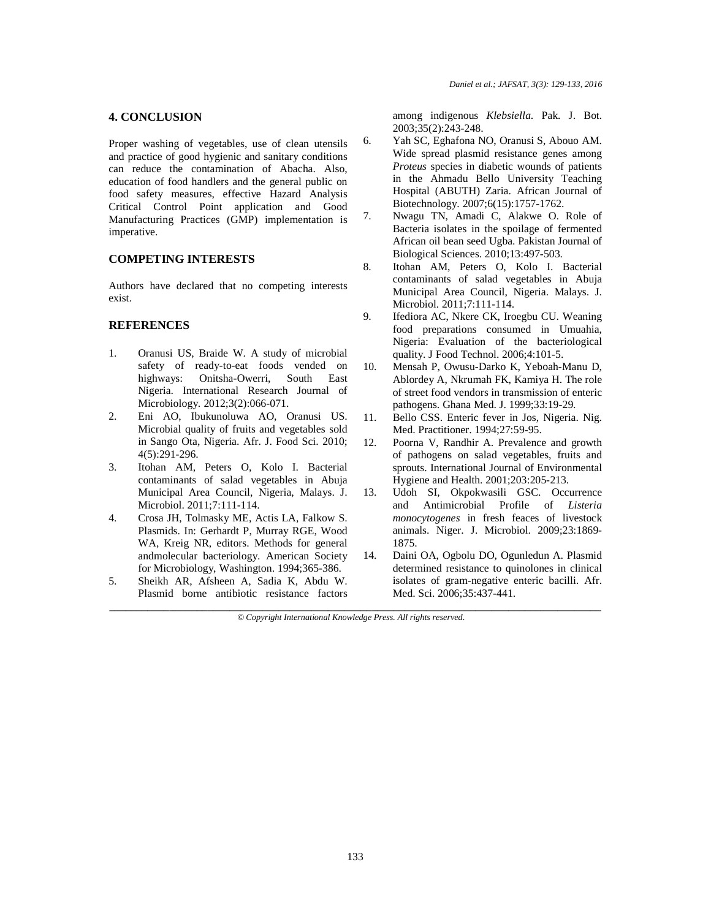## 4. CONCLUSION

Proper washing of vegetables, use of clean utensils and practice of good hygienic and sanitary conditions can reduce the contamination of Abacha. Also, education of food handlers and the general public on food safety measures, effective Hazard Analysis Critical Control Point application and Good Manufacturing Practices (GMP) implementation is imperative.

## COMPETING INTERESTS

Authors have declared that no competing interests exist.

## REFERENCES

1. Oranusi US, Braide W. A study of microbial safety of ready-to-eat foods vended on highways: Onitsha-Owerri, South East Nigeria. International Research Journal of Microbiology. 2012;3(2):066-071.
2. Eni AO, Ibukunoluwa AO, Oranusi US. Microbial quality of fruits and vegetables sold in Sango Ota, Nigeria. Afr. J. Food Sci. 2010; 4(5):291-296.
3. Itohan AM, Peters O, Kolo I. Bacterial contaminants of salad vegetables in Abuja Municipal Area Council, Nigeria, Malays. J. Microbiol. 2011;7:111-114.
4. Crosa JH, Tolmasky ME, Actis LA, Falkow S. Plasmids. In: Gerhardt P, Murray RGE, Wood WA, Kreig NR, editors. Methods for general andmolecular bacteriology. American Society for Microbiology, Washington. 1994;365-386.
5. Sheikh AR, Afsheen A, Sadia K, Abdu W. Plasmid borne antibiotic resistance factors among indigenous *Klebsiella*. Pak. J. Bot. 2003;35(2):243-248.
6. Yah SC, Eghafona NO, Oranusi S, Abouo AM. Wide spread plasmid resistance genes among *Proteus* species in diabetic wounds of patients in the Ahmadu Bello University Teaching Hospital (ABUTH) Zaria. African Journal of Biotechnology. 2007;6(15):1757-1762.
7. Nwagu TN, Amadi C, Alakwe O. Role of Bacteria isolates in the spoilage of fermented African oil bean seed Ugba. Pakistan Journal of Biological Sciences. 2010;13:497-503.
8. Itohan AM, Peters O, Kolo I. Bacterial contaminants of salad vegetables in Abuja Municipal Area Council, Nigeria. Malays. J. Microbiol. 2011;7:111-114.
9. Ifediora AC, Nkere CK, Iroegbu CU. Weaning food preparations consumed in Umuahia, Nigeria: Evaluation of the bacteriological quality. J Food Technol. 2006;4:101-5.
10. Mensah P, Owusu-Darko K, Yeboah-Manu D, Ablordey A, Nkrumah FK, Kamiya H. The role of street food vendors in transmission of enteric pathogens. Ghana Med. J. 1999;33:19-29.
11. Bello CSS. Enteric fever in Jos, Nigeria. Nig. Med. Practitioner. 1994;27:59-95.
12. Poorna V, Randhir A. Prevalence and growth of pathogens on salad vegetables, fruits and sprouts. International Journal of Environmental Hygiene and Health. 2001;203:205-213.
13. Udoh SI, Okpokwasili GSC. Occurrence and Antimicrobial Profile of *Listeria monocytogenes* in fresh feaces of livestock animals. Niger. J. Microbiol. 2009;23:1869-1875.
14. Daini OA, Ogbolu DO, Ogunledun A. Plasmid determined resistance to quinolones in clinical isolates of gram-negative enteric bacilli. Afr. Med. Sci. 2006;35:437-441.

© Copyright International Knowledge Press. All rights reserved.